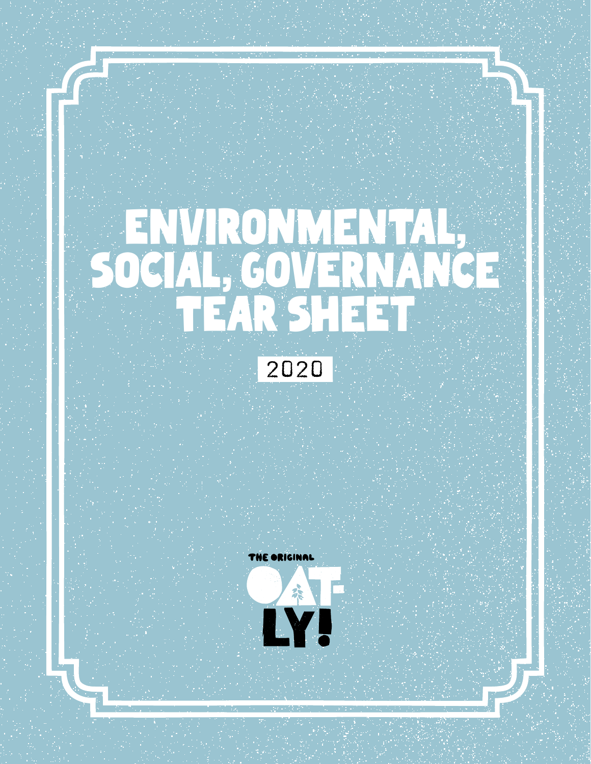# ENVIRONMENTAL, SOCIAL, GOVERNANCE TEAR SHEET

2020

THE ORIGINAL

OAT-LY!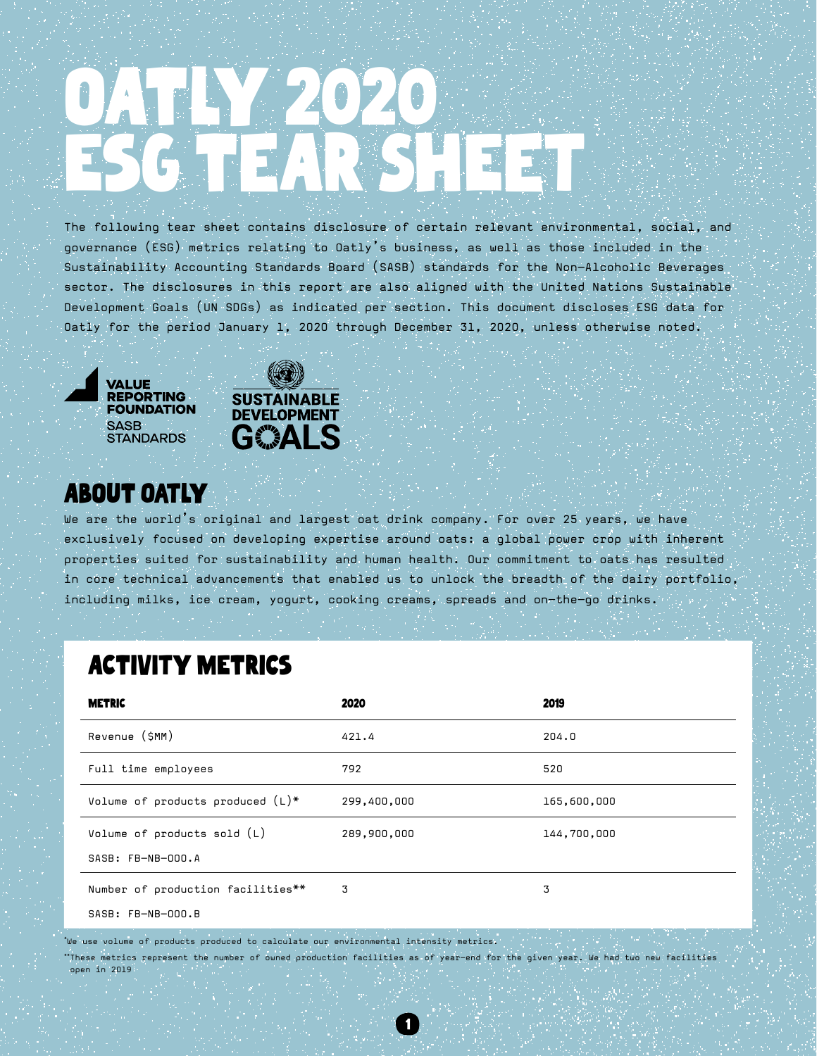# OATLY 2020 ESG TEAR SHEET

The following tear sheet contains disclosure of certain relevant environmental, social, and governance (ESG) metrics relating to Oatly's business, as well as those included in the Sustainability Accounting Standards Board (SASB) standards for the Non-Alcoholic Beverages sector. The disclosures in this report are also aligned with the United Nations Sustainable Development Goals (UN SDGs) as indicated per section. This document discloses ESG data for Oatly for the period January 1, 2020 through December 31, 2020, unless otherwise noted.

VALUE REPORTING FOUNDATION SASB STANDARDS

SUSTAINABLE DEVELOPMENT GOALS

## ABOUT OATLY

We are the world's original and largest oat drink company. For over 25 years, we have exclusively focused on developing expertise around oats: a global power crop with inherent properties suited for sustainability and human health. Our commitment to oats has resulted in core technical advancements that enabled us to unlock the breadth of the dairy portfolio, including milks, ice cream, yogurt, cooking creams, spreads and on-the-go drinks.

## ACTIVITY METRICS

| METRIC | 2020 | 2019 |
|---|---|---|
| Revenue ($MM) | 421.4 | 204.0 |
| Full time employees | 792 | 520 |
| Volume of products produced (L)* | 299,400,000 | 165,600,000 |
| Volume of products sold (L)<br>SASB: FB-NB-000.A | 289,900,000 | 144,700,000 |
| Number of production facilities**<br>SASB: FB-NB-000.B | 3 | 3 |

*We use volume of products produced to calculate our environmental intensity metrics.

**These metrics represent the number of owned production facilities as of year-end for the given year. We had two new facilities open in 2019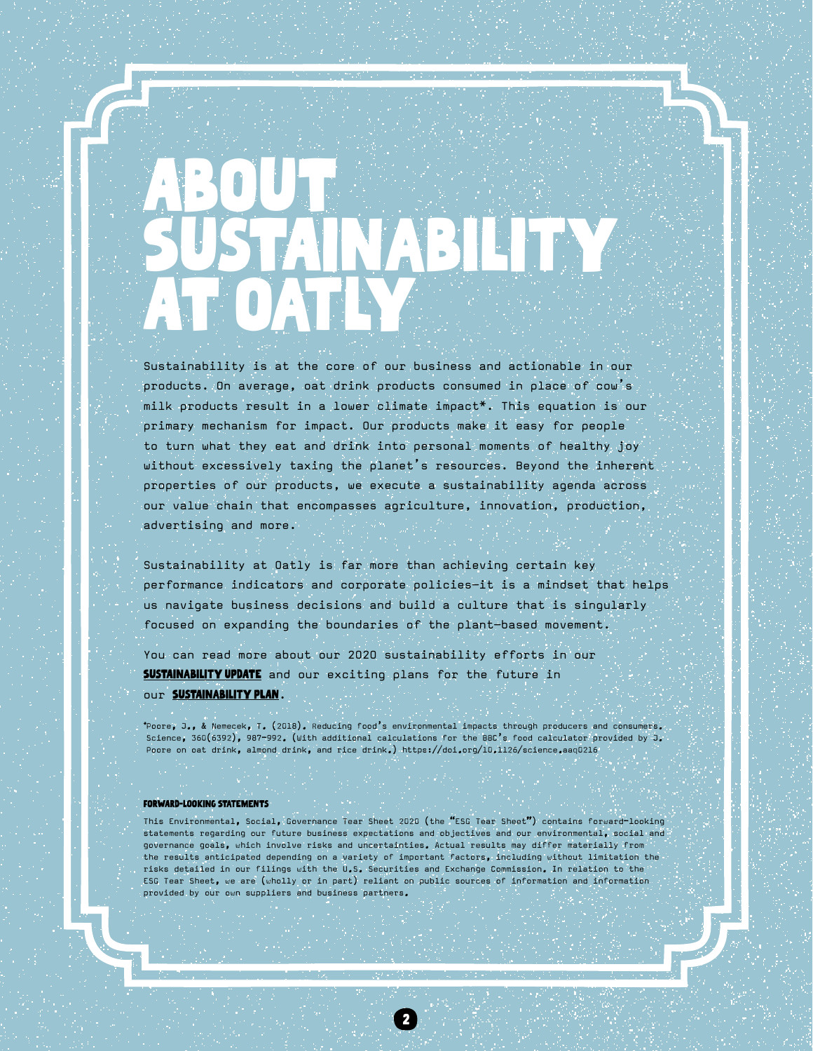# ABOUT SUSTAINABILITY AT OATLY

Sustainability is at the core of our business and actionable in our products. On average, oat drink products consumed in place of cow's milk products result in a lower climate impact*. This equation is our primary mechanism for impact. Our products make it easy for people to turn what they eat and drink into personal moments of healthy joy without excessively taxing the planet's resources. Beyond the inherent properties of our products, we execute a sustainability agenda across our value chain that encompasses agriculture, innovation, production, advertising and more.

Sustainability at Oatly is far more than achieving certain key performance indicators and corporate policies—it is a mindset that helps us navigate business decisions and build a culture that is singularly focused on expanding the boundaries of the plant-based movement.

You can read more about our 2020 sustainability efforts in our **SUSTAINABILITY UPDATE** and our exciting plans for the future in our **SUSTAINABILITY PLAN**.

*Poore, J., & Nemecek, T. (2018). Reducing food's environmental impacts through producers and consumers. Science, 360(6392), 987-992. (With additional calculations for the BBC's food calculator provided by J. Poore on oat drink, almond drink, and rice drink.) https://doi.org/10.1126/science.aaq0216

#### FORWARD-LOOKING STATEMENTS

This Environmental, Social, Governance Tear Sheet 2020 (the "ESG Tear Sheet") contains forward-looking statements regarding our future business expectations and objectives and our environmental, social and governance goals, which involve risks and uncertainties. Actual results may differ materially from the results anticipated depending on a variety of important factors, including without limitation the risks detailed in our filings with the U.S. Securities and Exchange Commission. In relation to the ESG Tear Sheet, we are (wholly or in part) reliant on public sources of information and information provided by our own suppliers and business partners.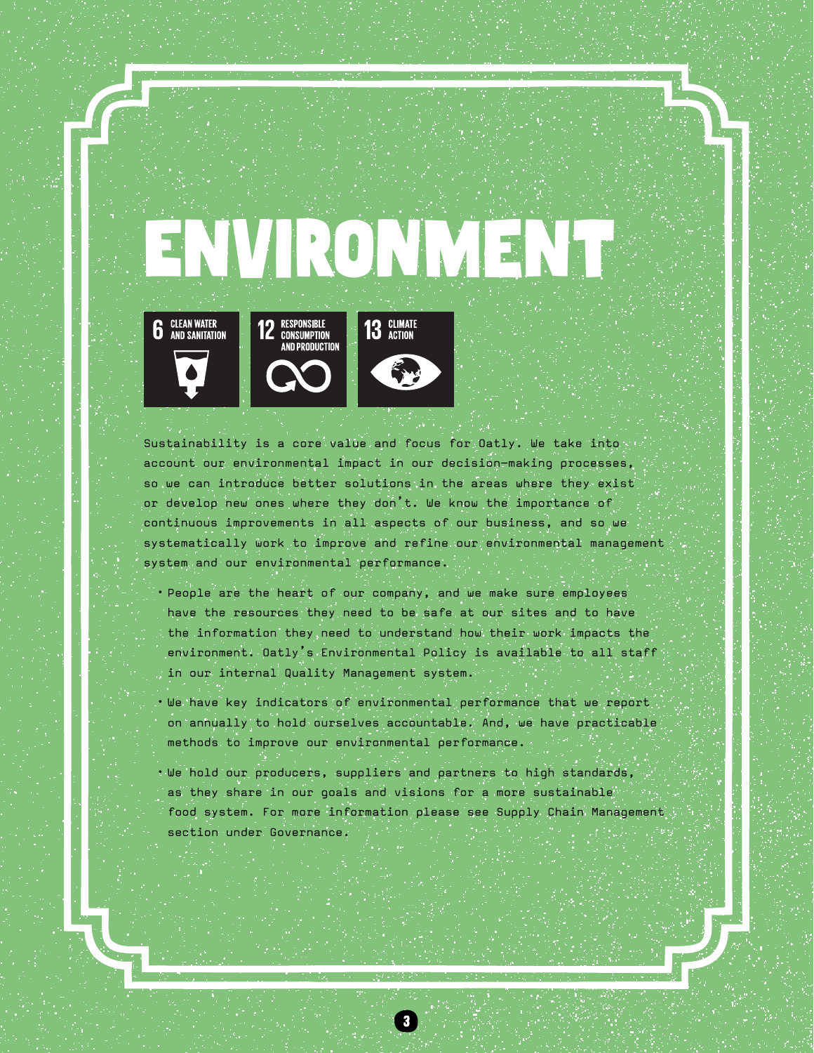# ENVIRONMENT

6 CLEAN WATER AND SANITATION

12 RESPONSIBLE CONSUMPTION AND PRODUCTION

13 CLIMATE ACTION

Sustainability is a core value and focus for Oatly. We take into account our environmental impact in our decision-making processes, so we can introduce better solutions in the areas where they exist or develop new ones where they don't. We know the importance of continuous improvements in all aspects of our business, and so we systematically work to improve and refine our environmental management system and our environmental performance.

- People are the heart of our company, and we make sure employees have the resources they need to be safe at our sites and to have the information they need to understand how their work impacts the environment. Oatly's Environmental Policy is available to all staff in our internal Quality Management system.
- We have key indicators of environmental performance that we report on annually to hold ourselves accountable. And, we have practicable methods to improve our environmental performance.
- We hold our producers, suppliers and partners to high standards, as they share in our goals and visions for a more sustainable food system. For more information please see Supply Chain Management section under Governance.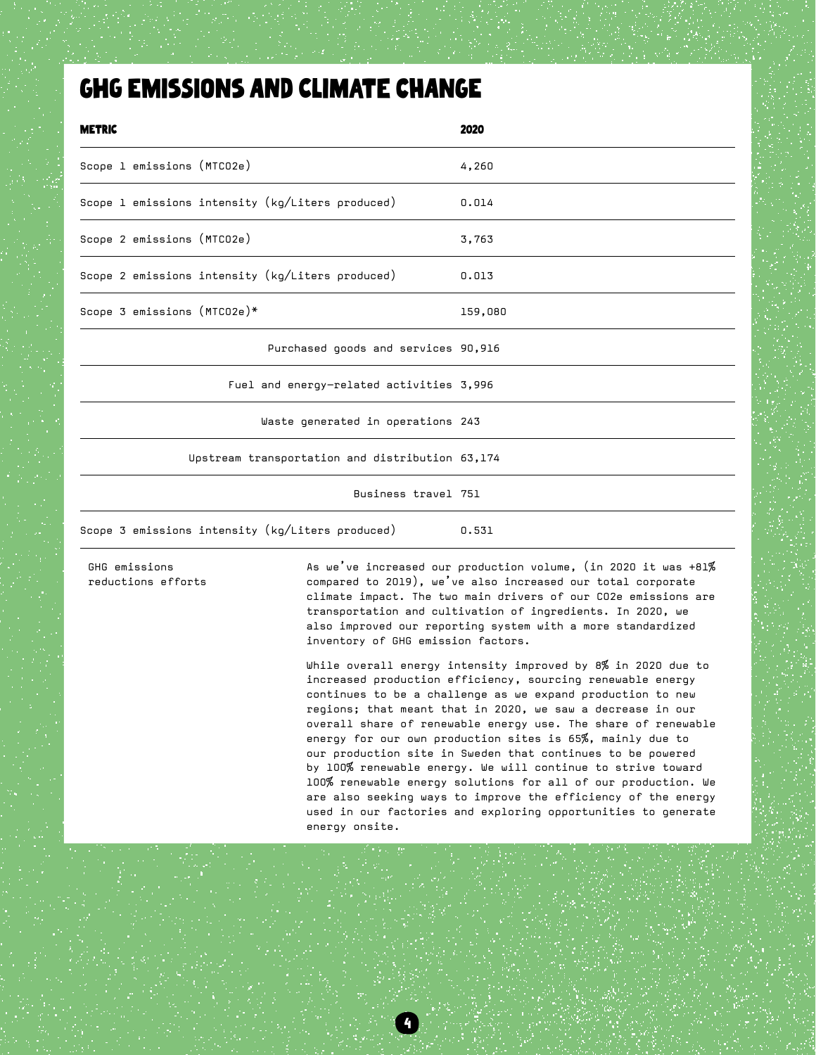# GHG EMISSIONS AND CLIMATE CHANGE

| METRIC | 2020 |
|---|---|
| Scope 1 emissions (MTCO2e) | 4,260 |
| Scope 1 emissions intensity (kg/Liters produced) | 0.014 |
| Scope 2 emissions (MTCO2e) | 3,763 |
| Scope 2 emissions intensity (kg/Liters produced) | 0.013 |
| Scope 3 emissions (MTCO2e)* | 159,080 |
| Purchased goods and services | 90,916 |
| Fuel and energy-related activities | 3,996 |
| Waste generated in operations | 243 |
| Upstream transportation and distribution | 63,174 |
| Business travel | 751 |
| Scope 3 emissions intensity (kg/Liters produced) | 0.531 |

**GHG emissions reductions efforts**

As we've increased our production volume, (in 2020 it was +81% compared to 2019), we've also increased our total corporate climate impact. The two main drivers of our CO2e emissions are transportation and cultivation of ingredients. In 2020, we also improved our reporting system with a more standardized inventory of GHG emission factors.

While overall energy intensity improved by 8% in 2020 due to increased production efficiency, sourcing renewable energy continues to be a challenge as we expand production to new regions; that meant that in 2020, we saw a decrease in our overall share of renewable energy use. The share of renewable energy for our own production sites is 65%, mainly due to our production site in Sweden that continues to be powered by 100% renewable energy. We will continue to strive toward 100% renewable energy solutions for all of our production. We are also seeking ways to improve the efficiency of the energy used in our factories and exploring opportunities to generate energy onsite.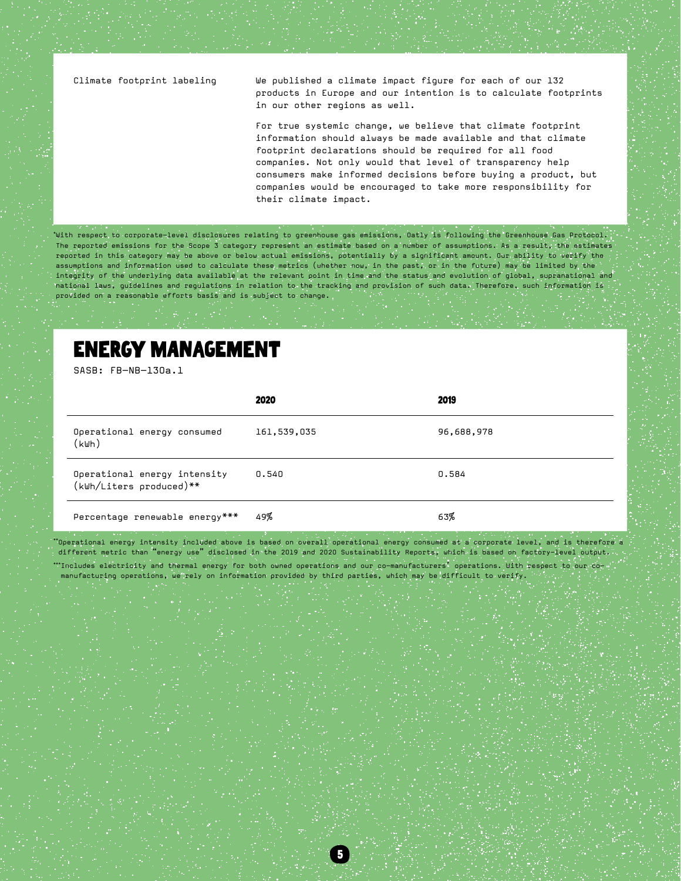| | |
|---|---|
| Climate footprint labeling | We published a climate impact figure for each of our 132 products in Europe and our intention is to calculate footprints in our other regions as well.<br><br>For true systemic change, we believe that climate footprint information should always be made available and that climate footprint declarations should be required for all food companies. Not only would that level of transparency help consumers make informed decisions before buying a product, but companies would be encouraged to take more responsibility for their climate impact. |

*With respect to corporate-level disclosures relating to greenhouse gas emissions, Oatly is following the Greenhouse Gas Protocol. The reported emissions for the Scope 3 category represent an estimate based on a number of assumptions. As a result, the estimates reported in this category may be above or below actual emissions, potentially by a significant amount. Our ability to verify the assumptions and information used to calculate these metrics (whether now, in the past, or in the future) may be limited by the integrity of the underlying data available at the relevant point in time and the status and evolution of global, supranational and national laws, guidelines and regulations in relation to the tracking and provision of such data. Therefore, such information is provided on a reasonable efforts basis and is subject to change.

## ENERGY MANAGEMENT

SASB: FB-NB-130a.1

| | 2020 | 2019 |
|---|---|---|
| Operational energy consumed (kWh) | 161,539,035 | 96,688,978 |
| Operational energy intensity (kWh/Liters produced)** | 0.540 | 0.584 |
| Percentage renewable energy*** | 49% | 63% |

**Operational energy intensity included above is based on overall operational energy consumed at a corporate level, and is therefore a different metric than "energy use" disclosed in the 2019 and 2020 Sustainability Reports, which is based on factory-level output.

***Includes electricity and thermal energy for both owned operations and our co-manufacturers' operations. With respect to our co-manufacturing operations, we rely on information provided by third parties, which may be difficult to verify.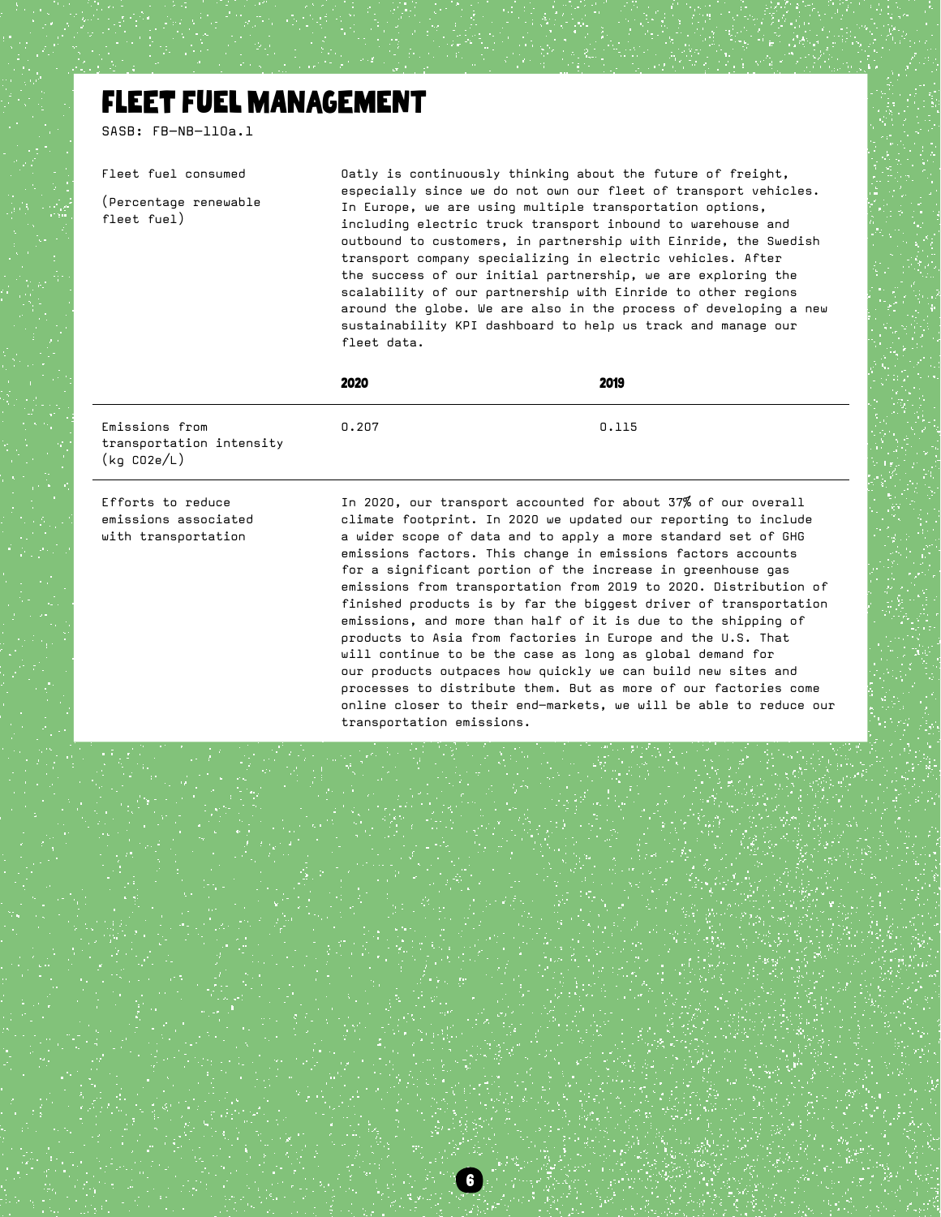# FLEET FUEL MANAGEMENT

SASB: FB-NB-110a.1

| | 2020 | 2019 |
|---|---|---|
| Fleet fuel consumed<br><br>(Percentage renewable fleet fuel) | Oatly is continuously thinking about the future of freight, especially since we do not own our fleet of transport vehicles. In Europe, we are using multiple transportation options, including electric truck transport inbound to warehouse and outbound to customers, in partnership with Einride, the Swedish transport company specializing in electric vehicles. After the success of our initial partnership, we are exploring the scalability of our partnership with Einride to other regions around the globe. We are also in the process of developing a new sustainability KPI dashboard to help us track and manage our fleet data. | |
| Emissions from transportation intensity (kg $CO_2e$/L) | 0.207 | 0.115 |
| Efforts to reduce emissions associated with transportation | In 2020, our transport accounted for about 37% of our overall climate footprint. In 2020 we updated our reporting to include a wider scope of data and to apply a more standard set of GHG emissions factors. This change in emissions factors accounts for a significant portion of the increase in greenhouse gas emissions from transportation from 2019 to 2020. Distribution of finished products is by far the biggest driver of transportation emissions, and more than half of it is due to the shipping of products to Asia from factories in Europe and the U.S. That will continue to be the case as long as global demand for our products outpaces how quickly we can build new sites and processes to distribute them. But as more of our factories come online closer to their end-markets, we will be able to reduce our transportation emissions. | |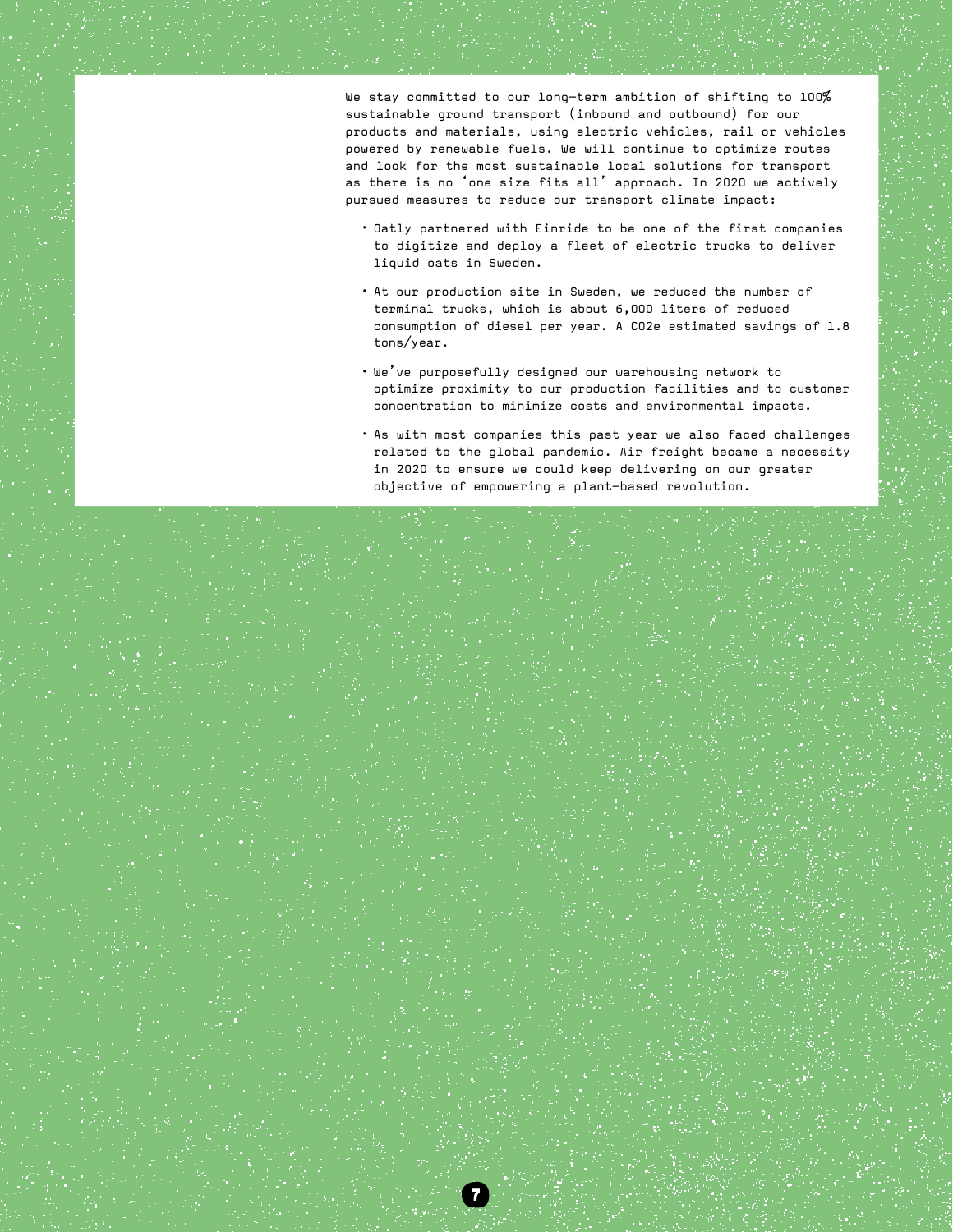We stay committed to our long-term ambition of shifting to 100% sustainable ground transport (inbound and outbound) for our products and materials, using electric vehicles, rail or vehicles powered by renewable fuels. We will continue to optimize routes and look for the most sustainable local solutions for transport as there is no 'one size fits all' approach. In 2020 we actively pursued measures to reduce our transport climate impact:

- Oatly partnered with Einride to be one of the first companies to digitize and deploy a fleet of electric trucks to deliver liquid oats in Sweden.
- At our production site in Sweden, we reduced the number of terminal trucks, which is about 6,000 liters of reduced consumption of diesel per year. A CO2e estimated savings of 1.8 tons/year.
- We've purposefully designed our warehousing network to optimize proximity to our production facilities and to customer concentration to minimize costs and environmental impacts.
- As with most companies this past year we also faced challenges related to the global pandemic. Air freight became a necessity in 2020 to ensure we could keep delivering on our greater objective of empowering a plant-based revolution.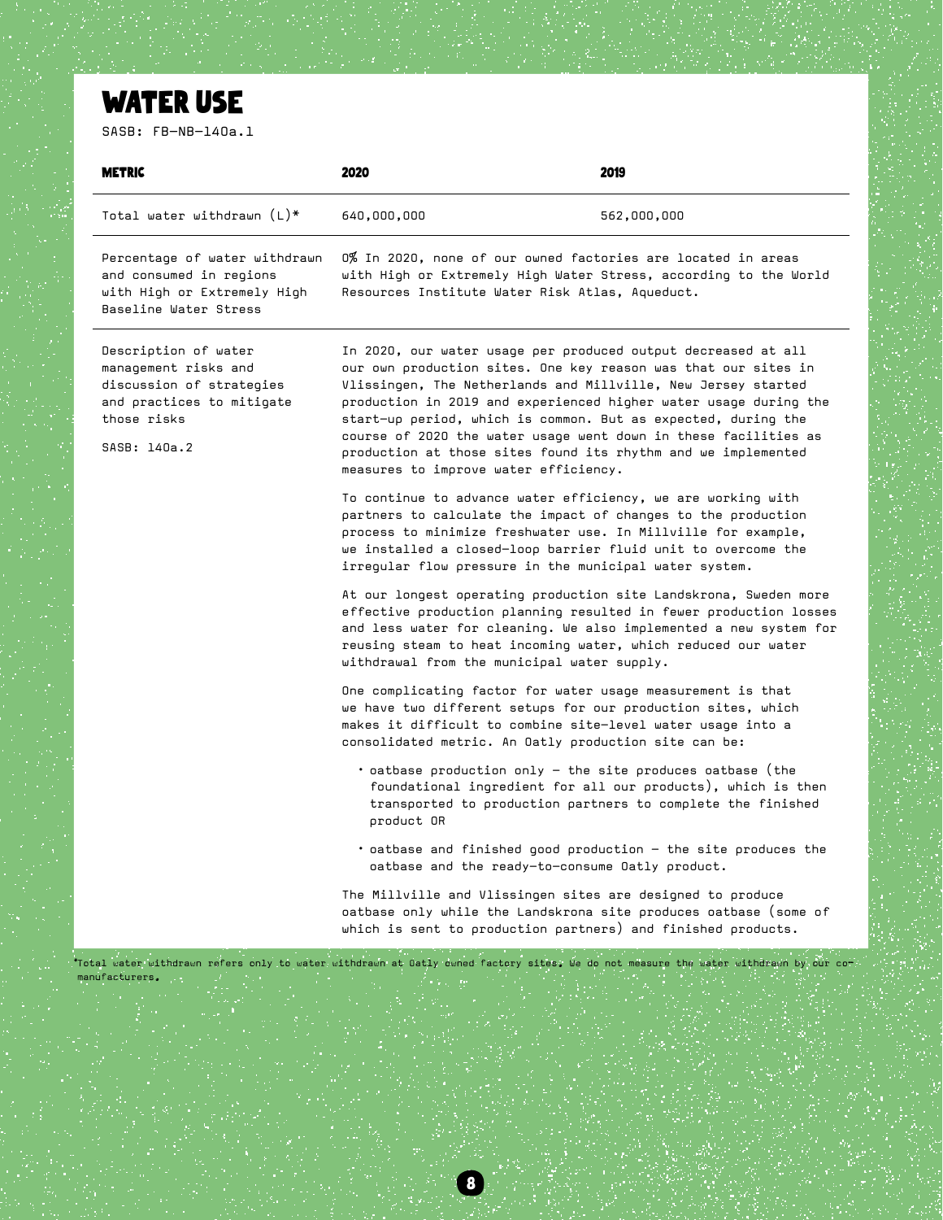# WATER USE

SASB: FB-NB-140a.1

| METRIC | 2020 | 2019 |
|---|---|---|
| Total water withdrawn (L)* | 640,000,000 | 562,000,000 |
| Percentage of water withdrawn and consumed in regions with High or Extremely High Baseline Water Stress | 0% In 2020, none of our owned factories are located in areas with High or Extremely High Water Stress, according to the World Resources Institute Water Risk Atlas, Aqueduct. | |
| Description of water management risks and discussion of strategies and practices to mitigate those risks<br><br>SASB: 140a.2 | In 2020, our water usage per produced output decreased at all our own production sites. One key reason was that our sites in Vlissingen, The Netherlands and Millville, New Jersey started production in 2019 and experienced higher water usage during the start-up period, which is common. But as expected, during the course of 2020 the water usage went down in these facilities as production at those sites found its rhythm and we implemented measures to improve water efficiency.<br><br>To continue to advance water efficiency, we are working with partners to calculate the impact of changes to the production process to minimize freshwater use. In Millville for example, we installed a closed-loop barrier fluid unit to overcome the irregular flow pressure in the municipal water system.<br><br>At our longest operating production site Landskrona, Sweden more effective production planning resulted in fewer production losses and less water for cleaning. We also implemented a new system for reusing steam to heat incoming water, which reduced our water withdrawal from the municipal water supply.<br><br>One complicating factor for water usage measurement is that we have two different setups for our production sites, which makes it difficult to combine site-level water usage into a consolidated metric. An Oatly production site can be:<br><br>• oatbase production only – the site produces oatbase (the foundational ingredient for all our products), which is then transported to production partners to complete the finished product OR<br><br>• oatbase and finished good production – the site produces the oatbase and the ready-to-consume Oatly product.<br><br>The Millville and Vlissingen sites are designed to produce oatbase only while the Landskrona site produces oatbase (some of which is sent to production partners) and finished products. | |

*Total water withdrawn refers only to water withdrawn at Oatly owned factory sites. We do not measure the water withdrawn by our co-manufacturers.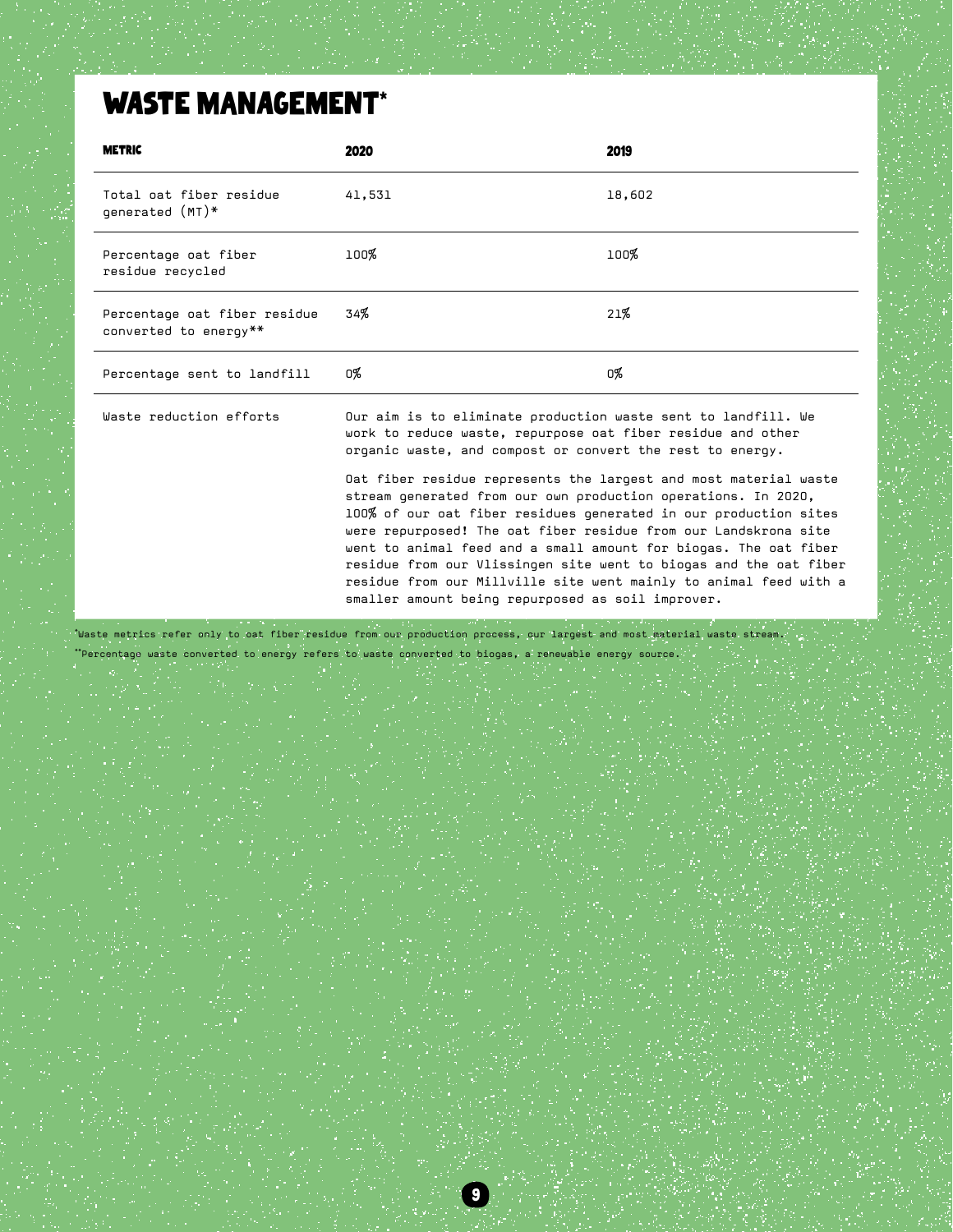# WASTE MANAGEMENT*

| METRIC | 2020 | 2019 |
|---|---|---|
| Total oat fiber residue generated (MT)* | 41,531 | 18,602 |
| Percentage oat fiber residue recycled | 100% | 100% |
| Percentage oat fiber residue converted to energy** | 34% | 21% |
| Percentage sent to landfill | 0% | 0% |
| Waste reduction efforts | Our aim is to eliminate production waste sent to landfill. We work to reduce waste, repurpose oat fiber residue and other organic waste, and compost or convert the rest to energy.<br><br>Oat fiber residue represents the largest and most material waste stream generated from our own production operations. In 2020, 100% of our oat fiber residues generated in our production sites were repurposed! The oat fiber residue from our Landskrona site went to animal feed and a small amount for biogas. The oat fiber residue from our Vlissingen site went to biogas and the oat fiber residue from our Millville site went mainly to animal feed with a smaller amount being repurposed as soil improver. | |

*Waste metrics refer only to oat fiber residue from our production process, our largest and most material waste stream.

**Percentage waste converted to energy refers to waste converted to biogas, a renewable energy source.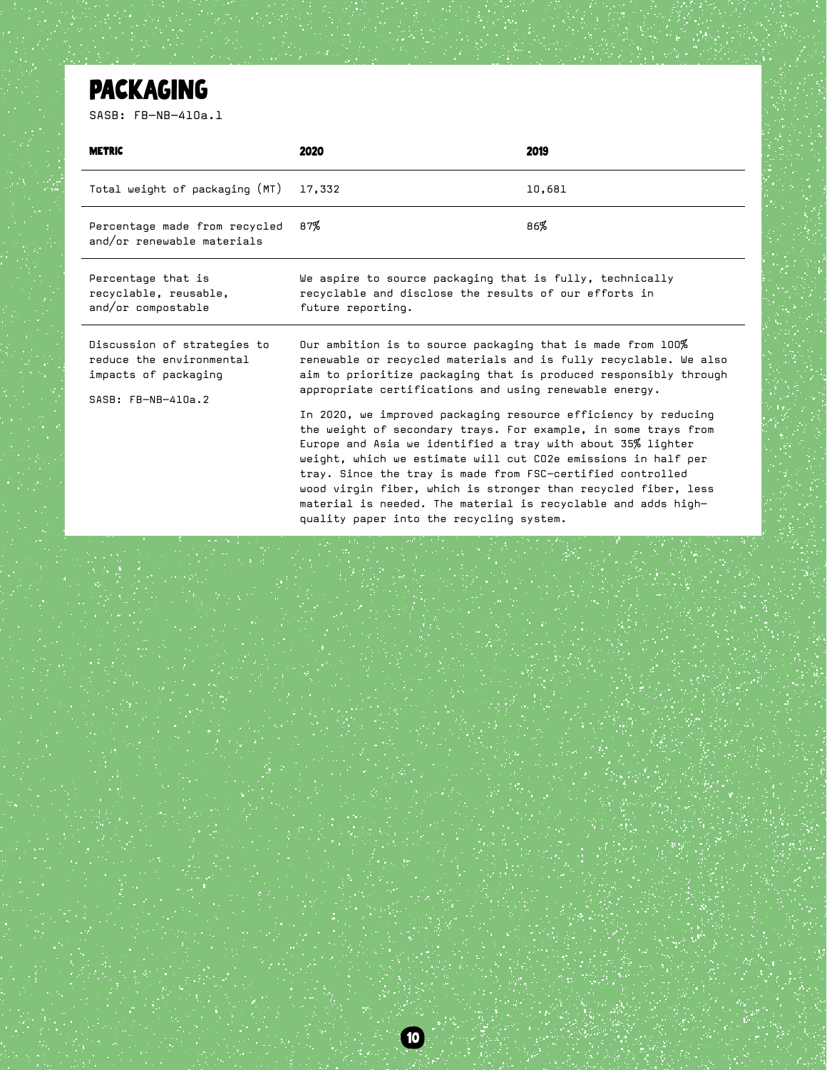# PACKAGING

SASB: FB-NB-410a.1

| METRIC | 2020 | 2019 |
|---|---|---|
| Total weight of packaging (MT) | 17,332 | 10,681 |
| Percentage made from recycled and/or renewable materials | 87% | 86% |
| Percentage that is recyclable, reusable, and/or compostable | We aspire to source packaging that is fully, technically recyclable and disclose the results of our efforts in future reporting. | |
| Discussion of strategies to reduce the environmental impacts of packaging<br><br>SASB: FB-NB-410a.2 | Our ambition is to source packaging that is made from 100% renewable or recycled materials and is fully recyclable. We also aim to prioritize packaging that is produced responsibly through appropriate certifications and using renewable energy.<br><br>In 2020, we improved packaging resource efficiency by reducing the weight of secondary trays. For example, in some trays from Europe and Asia we identified a tray with about 35% lighter weight, which we estimate will cut $CO_2e$ emissions in half per tray. Since the tray is made from FSC-certified controlled wood virgin fiber, which is stronger than recycled fiber, less material is needed. The material is recyclable and adds high-quality paper into the recycling system. | |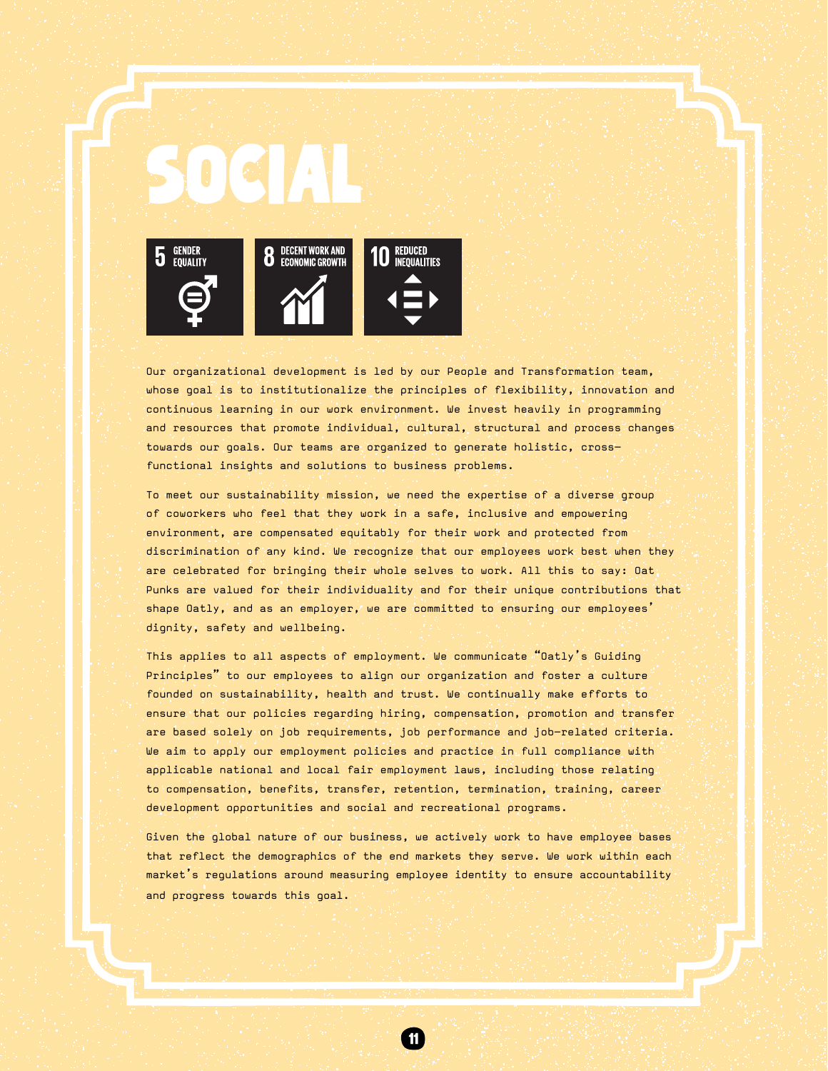# SOCIAL

5 GENDER EQUALITY

8 DECENT WORK AND ECONOMIC GROWTH

10 REDUCED INEQUALITIES

Our organizational development is led by our People and Transformation team, whose goal is to institutionalize the principles of flexibility, innovation and continuous learning in our work environment. We invest heavily in programming and resources that promote individual, cultural, structural and process changes towards our goals. Our teams are organized to generate holistic, cross-functional insights and solutions to business problems.

To meet our sustainability mission, we need the expertise of a diverse group of coworkers who feel that they work in a safe, inclusive and empowering environment, are compensated equitably for their work and protected from discrimination of any kind. We recognize that our employees work best when they are celebrated for bringing their whole selves to work. All this to say: Oat Punks are valued for their individuality and for their unique contributions that shape Oatly, and as an employer, we are committed to ensuring our employees' dignity, safety and wellbeing.

This applies to all aspects of employment. We communicate "Oatly's Guiding Principles" to our employees to align our organization and foster a culture founded on sustainability, health and trust. We continually make efforts to ensure that our policies regarding hiring, compensation, promotion and transfer are based solely on job requirements, job performance and job-related criteria. We aim to apply our employment policies and practice in full compliance with applicable national and local fair employment laws, including those relating to compensation, benefits, transfer, retention, termination, training, career development opportunities and social and recreational programs.

Given the global nature of our business, we actively work to have employee bases that reflect the demographics of the end markets they serve. We work within each market's regulations around measuring employee identity to ensure accountability and progress towards this goal.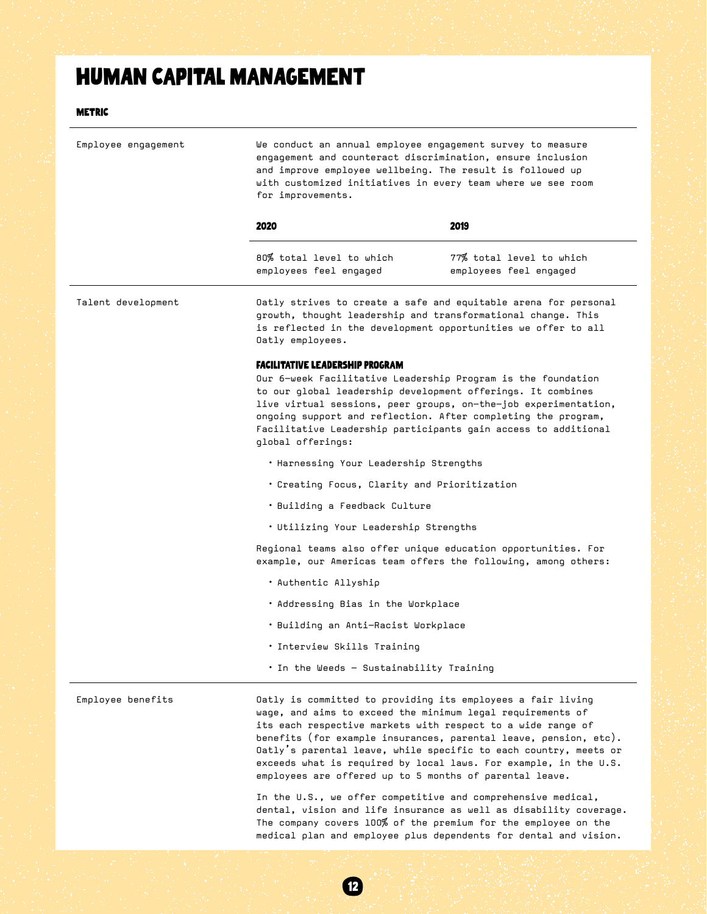# HUMAN CAPITAL MANAGEMENT

**METRIC**

---

**Employee engagement**

We conduct an annual employee engagement survey to measure engagement and counteract discrimination, ensure inclusion and improve employee wellbeing. The result is followed up with customized initiatives in every team where we see room for improvements.

| 2020 | 2019 |
| --- | --- |
| 80% total level to which employees feel engaged | 77% total level to which employees feel engaged |

---

**Talent development**

Oatly strives to create a safe and equitable arena for personal growth, thought leadership and transformational change. This is reflected in the development opportunities we offer to all Oatly employees.

#### FACILITATIVE LEADERSHIP PROGRAM

Our 6-week Facilitative Leadership Program is the foundation to our global leadership development offerings. It combines live virtual sessions, peer groups, on-the-job experimentation, ongoing support and reflection. After completing the program, Facilitative Leadership participants gain access to additional global offerings:

- Harnessing Your Leadership Strengths
- Creating Focus, Clarity and Prioritization
- Building a Feedback Culture
- Utilizing Your Leadership Strengths

Regional teams also offer unique education opportunities. For example, our Americas team offers the following, among others:

- Authentic Allyship
- Addressing Bias in the Workplace
- Building an Anti-Racist Workplace
- Interview Skills Training
- In the Weeds – Sustainability Training

---

**Employee benefits**

Oatly is committed to providing its employees a fair living wage, and aims to exceed the minimum legal requirements of its each respective markets with respect to a wide range of benefits (for example insurances, parental leave, pension, etc). Oatly's parental leave, while specific to each country, meets or exceeds what is required by local laws. For example, in the U.S. employees are offered up to 5 months of parental leave.

In the U.S., we offer competitive and comprehensive medical, dental, vision and life insurance as well as disability coverage. The company covers 100% of the premium for the employee on the medical plan and employee plus dependents for dental and vision.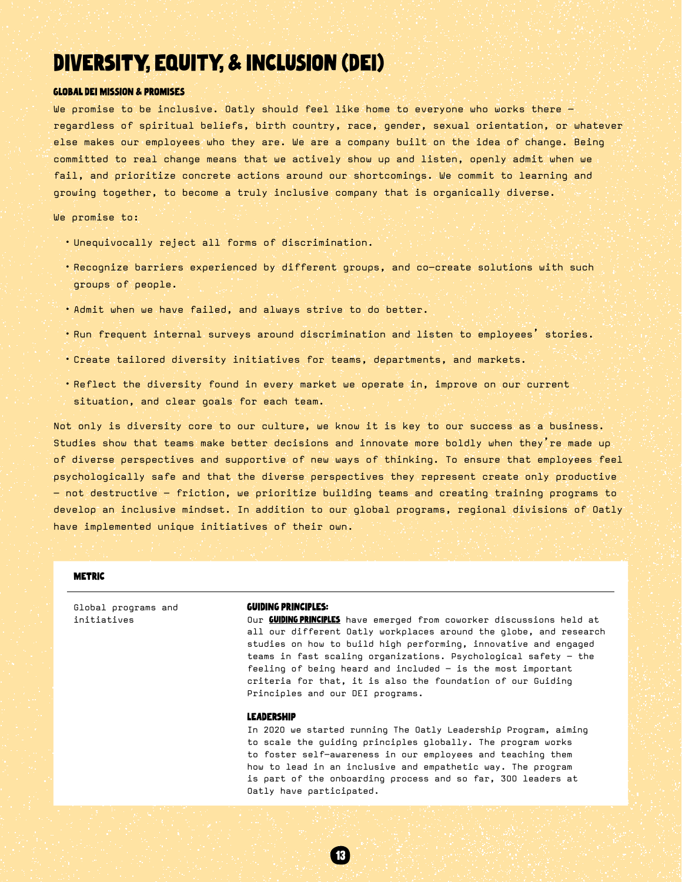# DIVERSITY, EQUITY, & INCLUSION (DEI)

### GLOBAL DEI MISSION & PROMISES

We promise to be inclusive. Oatly should feel like home to everyone who works there – regardless of spiritual beliefs, birth country, race, gender, sexual orientation, or whatever else makes our employees who they are. We are a company built on the idea of change. Being committed to real change means that we actively show up and listen, openly admit when we fail, and prioritize concrete actions around our shortcomings. We commit to learning and growing together, to become a truly inclusive company that is organically diverse.

We promise to:

- Unequivocally reject all forms of discrimination.
- Recognize barriers experienced by different groups, and co-create solutions with such groups of people.
- Admit when we have failed, and always strive to do better.
- Run frequent internal surveys around discrimination and listen to employees' stories.
- Create tailored diversity initiatives for teams, departments, and markets.
- Reflect the diversity found in every market we operate in, improve on our current situation, and clear goals for each team.

Not only is diversity core to our culture, we know it is key to our success as a business. Studies show that teams make better decisions and innovate more boldly when they're made up of diverse perspectives and supportive of new ways of thinking. To ensure that employees feel psychologically safe and that the diverse perspectives they represent create only productive – not destructive – friction, we prioritize building teams and creating training programs to develop an inclusive mindset. In addition to our global programs, regional divisions of Oatly have implemented unique initiatives of their own.

| METRIC | |
|---|---|
| Global programs and initiatives | **GUIDING PRINCIPLES:**<br>Our **GUIDING PRINCIPLES** have emerged from coworker discussions held at all our different Oatly workplaces around the globe, and research studies on how to build high performing, innovative and engaged teams in fast scaling organizations. Psychological safety – the feeling of being heard and included – is the most important criteria for that, it is also the foundation of our Guiding Principles and our DEI programs.<br><br>**LEADERSHIP**<br>In 2020 we started running The Oatly Leadership Program, aiming to scale the guiding principles globally. The program works to foster self-awareness in our employees and teaching them how to lead in an inclusive and empathetic way. The program is part of the onboarding process and so far, 300 leaders at Oatly have participated. |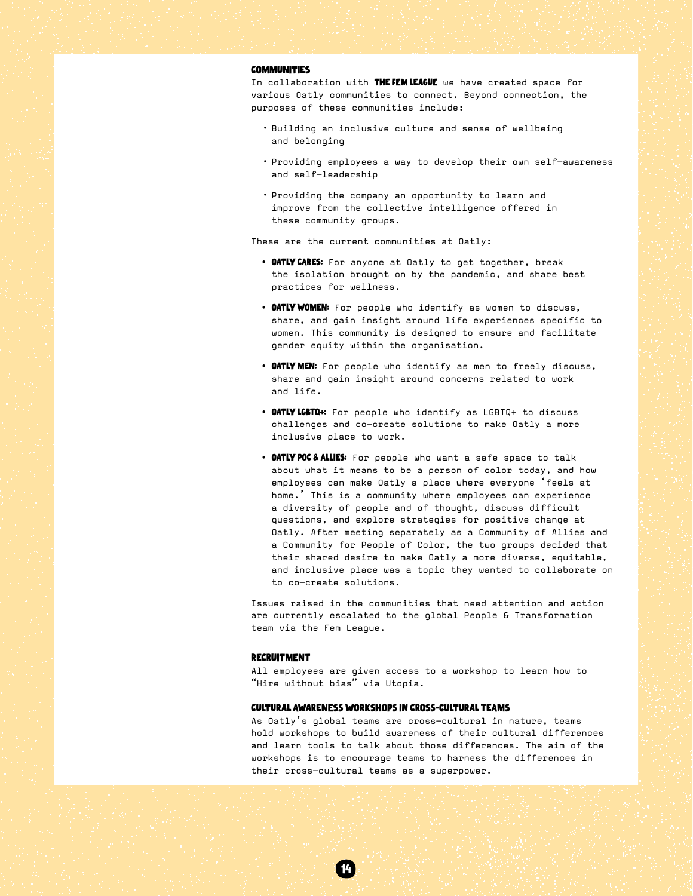## COMMUNITIES

In collaboration with **THE FEM LEAGUE** we have created space for various Oatly communities to connect. Beyond connection, the purposes of these communities include:

- Building an inclusive culture and sense of wellbeing and belonging
- Providing employees a way to develop their own self-awareness and self-leadership
- Providing the company an opportunity to learn and improve from the collective intelligence offered in these community groups.

These are the current communities at Oatly:

- **OATLY CARES:** For anyone at Oatly to get together, break the isolation brought on by the pandemic, and share best practices for wellness.
- **OATLY WOMEN:** For people who identify as women to discuss, share, and gain insight around life experiences specific to women. This community is designed to ensure and facilitate gender equity within the organisation.
- **OATLY MEN:** For people who identify as men to freely discuss, share and gain insight around concerns related to work and life.
- **OATLY LGBTQ+:** For people who identify as LGBTQ+ to discuss challenges and co-create solutions to make Oatly a more inclusive place to work.
- **OATLY POC & ALLIES:** For people who want a safe space to talk about what it means to be a person of color today, and how employees can make Oatly a place where everyone 'feels at home.' This is a community where employees can experience a diversity of people and of thought, discuss difficult questions, and explore strategies for positive change at Oatly. After meeting separately as a Community of Allies and a Community for People of Color, the two groups decided that their shared desire to make Oatly a more diverse, equitable, and inclusive place was a topic they wanted to collaborate on to co-create solutions.

Issues raised in the communities that need attention and action are currently escalated to the global People & Transformation team via the Fem League.

## RECRUITMENT

All employees are given access to a workshop to learn how to "Hire without bias" via Utopia.

## CULTURAL AWARENESS WORKSHOPS IN CROSS-CULTURAL TEAMS

As Oatly's global teams are cross-cultural in nature, teams hold workshops to build awareness of their cultural differences and learn tools to talk about those differences. The aim of the workshops is to encourage teams to harness the differences in their cross-cultural teams as a superpower.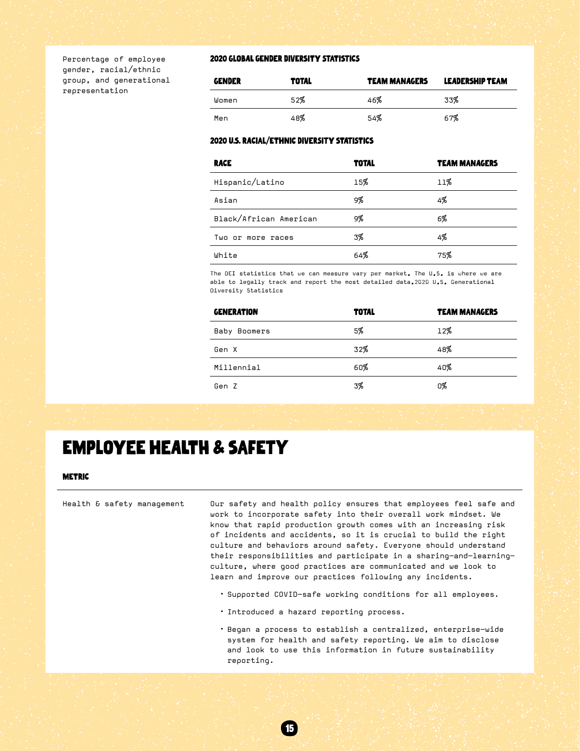Percentage of employee gender, racial/ethnic group, and generational representation

### 2020 GLOBAL GENDER DIVERSITY STATISTICS

| GENDER | TOTAL | TEAM MANAGERS | LEADERSHIP TEAM |
|---|---|---|---|
| Women | 52% | 46% | 33% |
| Men | 48% | 54% | 67% |

### 2020 U.S. RACIAL/ETHNIC DIVERSITY STATISTICS

| RACE | TOTAL | TEAM MANAGERS |
|---|---|---|
| Hispanic/Latino | 15% | 11% |
| Asian | 9% | 4% |
| Black/African American | 9% | 6% |
| Two or more races | 3% | 4% |
| White | 64% | 75% |

The DEI statistics that we can measure vary per market. The U.S. is where we are able to legally track and report the most detailed data.2020 U.S. Generational Diversity Statistics

| GENERATION | TOTAL | TEAM MANAGERS |
|---|---|---|
| Baby Boomers | 5% | 12% |
| Gen X | 32% | 48% |
| Millennial | 60% | 40% |
| Gen Z | 3% | 0% |

# EMPLOYEE HEALTH & SAFETY

**METRIC**

Health & safety management

Our safety and health policy ensures that employees feel safe and work to incorporate safety into their overall work mindset. We know that rapid production growth comes with an increasing risk of incidents and accidents, so it is crucial to build the right culture and behaviors around safety. Everyone should understand their responsibilities and participate in a sharing-and-learning-culture, where good practices are communicated and we look to learn and improve our practices following any incidents.

- Supported COVID-safe working conditions for all employees.
- Introduced a hazard reporting process.
- Began a process to establish a centralized, enterprise-wide system for health and safety reporting. We aim to disclose and look to use this information in future sustainability reporting.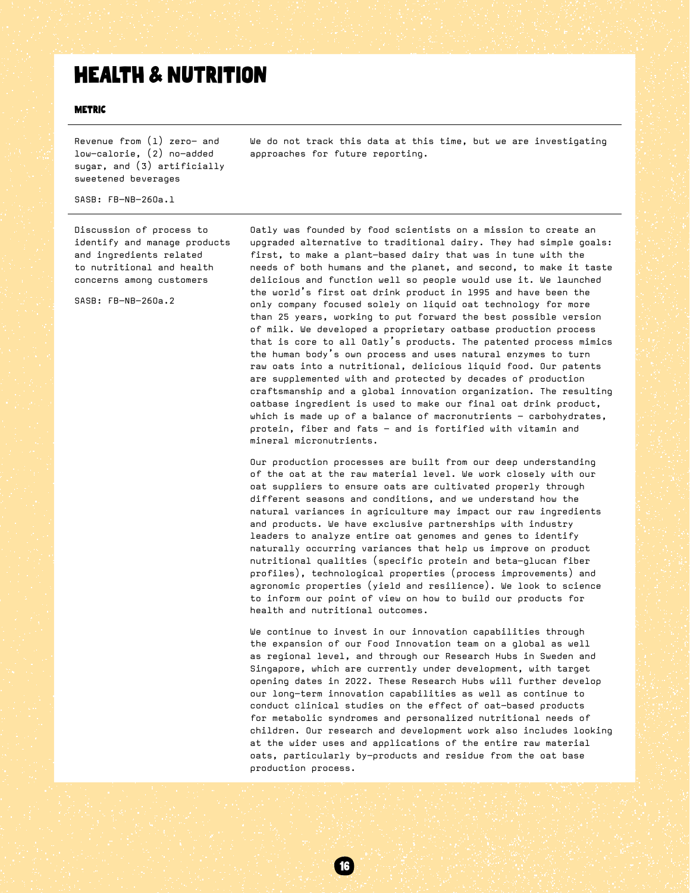# HEALTH & NUTRITION

| METRIC | |
|---|---|
| Revenue from (1) zero- and low-calorie, (2) no-added sugar, and (3) artificially sweetened beverages<br><br>SASB: FB-NB-260a.1 | We do not track this data at this time, but we are investigating approaches for future reporting. |
| Discussion of process to identify and manage products and ingredients related to nutritional and health concerns among customers<br><br>SASB: FB-NB-260a.2 | Oatly was founded by food scientists on a mission to create an upgraded alternative to traditional dairy. They had simple goals: first, to make a plant-based dairy that was in tune with the needs of both humans and the planet, and second, to make it taste delicious and function well so people would use it. We launched the world's first oat drink product in 1995 and have been the only company focused solely on liquid oat technology for more than 25 years, working to put forward the best possible version of milk. We developed a proprietary oatbase production process that is core to all Oatly's products. The patented process mimics the human body's own process and uses natural enzymes to turn raw oats into a nutritional, delicious liquid food. Our patents are supplemented with and protected by decades of production craftsmanship and a global innovation organization. The resulting oatbase ingredient is used to make our final oat drink product, which is made up of a balance of macronutrients – carbohydrates, protein, fiber and fats – and is fortified with vitamin and mineral micronutrients.<br><br>Our production processes are built from our deep understanding of the oat at the raw material level. We work closely with our oat suppliers to ensure oats are cultivated properly through different seasons and conditions, and we understand how the natural variances in agriculture may impact our raw ingredients and products. We have exclusive partnerships with industry leaders to analyze entire oat genomes and genes to identify naturally occurring variances that help us improve on product nutritional qualities (specific protein and beta-glucan fiber profiles), technological properties (process improvements) and agronomic properties (yield and resilience). We look to science to inform our point of view on how to build our products for health and nutritional outcomes.<br><br>We continue to invest in our innovation capabilities through the expansion of our Food Innovation team on a global as well as regional level, and through our Research Hubs in Sweden and Singapore, which are currently under development, with target opening dates in 2022. These Research Hubs will further develop our long-term innovation capabilities as well as continue to conduct clinical studies on the effect of oat-based products for metabolic syndromes and personalized nutritional needs of children. Our research and development work also includes looking at the wider uses and applications of the entire raw material oats, particularly by-products and residue from the oat base production process. |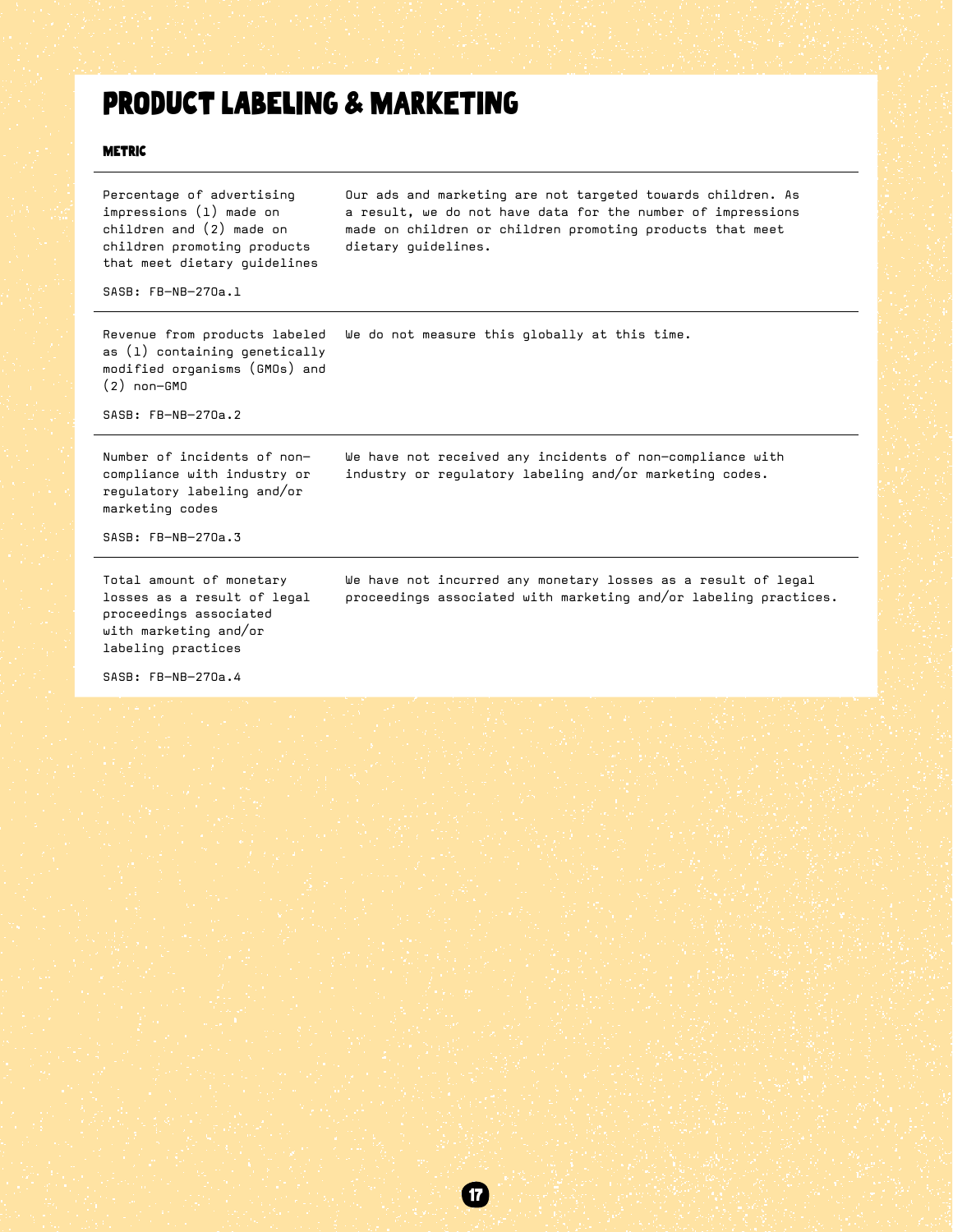# PRODUCT LABELING & MARKETING

| METRIC | |
|---|---|
| Percentage of advertising impressions (1) made on children and (2) made on children promoting products that meet dietary guidelines<br><br>SASB: FB-NB-270a.1 | Our ads and marketing are not targeted towards children. As a result, we do not have data for the number of impressions made on children or children promoting products that meet dietary guidelines. |
| Revenue from products labeled as (1) containing genetically modified organisms (GMOs) and (2) non-GMO<br><br>SASB: FB-NB-270a.2 | We do not measure this globally at this time. |
| Number of incidents of non-compliance with industry or regulatory labeling and/or marketing codes<br><br>SASB: FB-NB-270a.3 | We have not received any incidents of non-compliance with industry or regulatory labeling and/or marketing codes. |
| Total amount of monetary losses as a result of legal proceedings associated with marketing and/or labeling practices<br><br>SASB: FB-NB-270a.4 | We have not incurred any monetary losses as a result of legal proceedings associated with marketing and/or labeling practices. |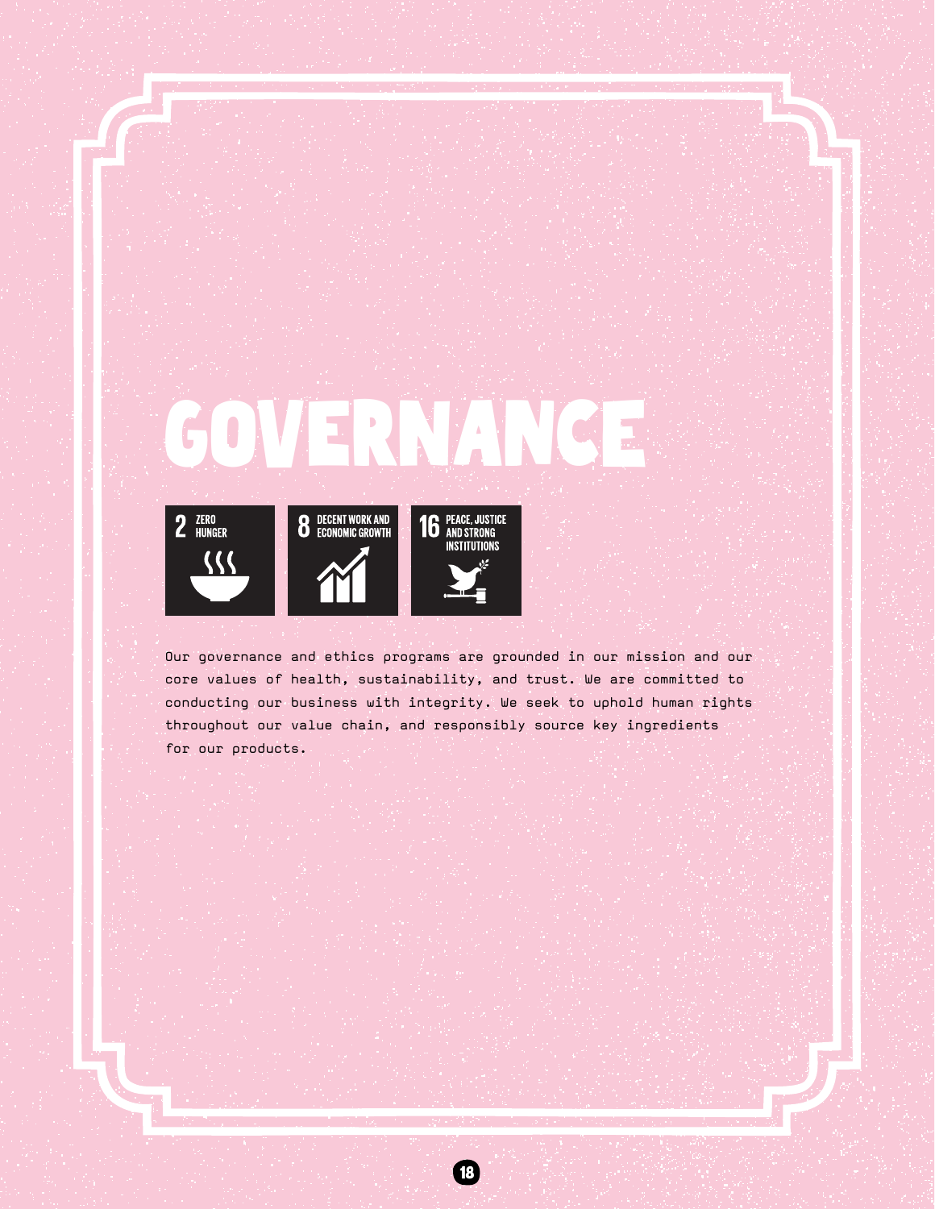# GOVERNANCE

2 ZERO HUNGER

8 DECENT WORK AND ECONOMIC GROWTH

16 PEACE, JUSTICE AND STRONG INSTITUTIONS

Our governance and ethics programs are grounded in our mission and our core values of health, sustainability, and trust. We are committed to conducting our business with integrity. We seek to uphold human rights throughout our value chain, and responsibly source key ingredients for our products.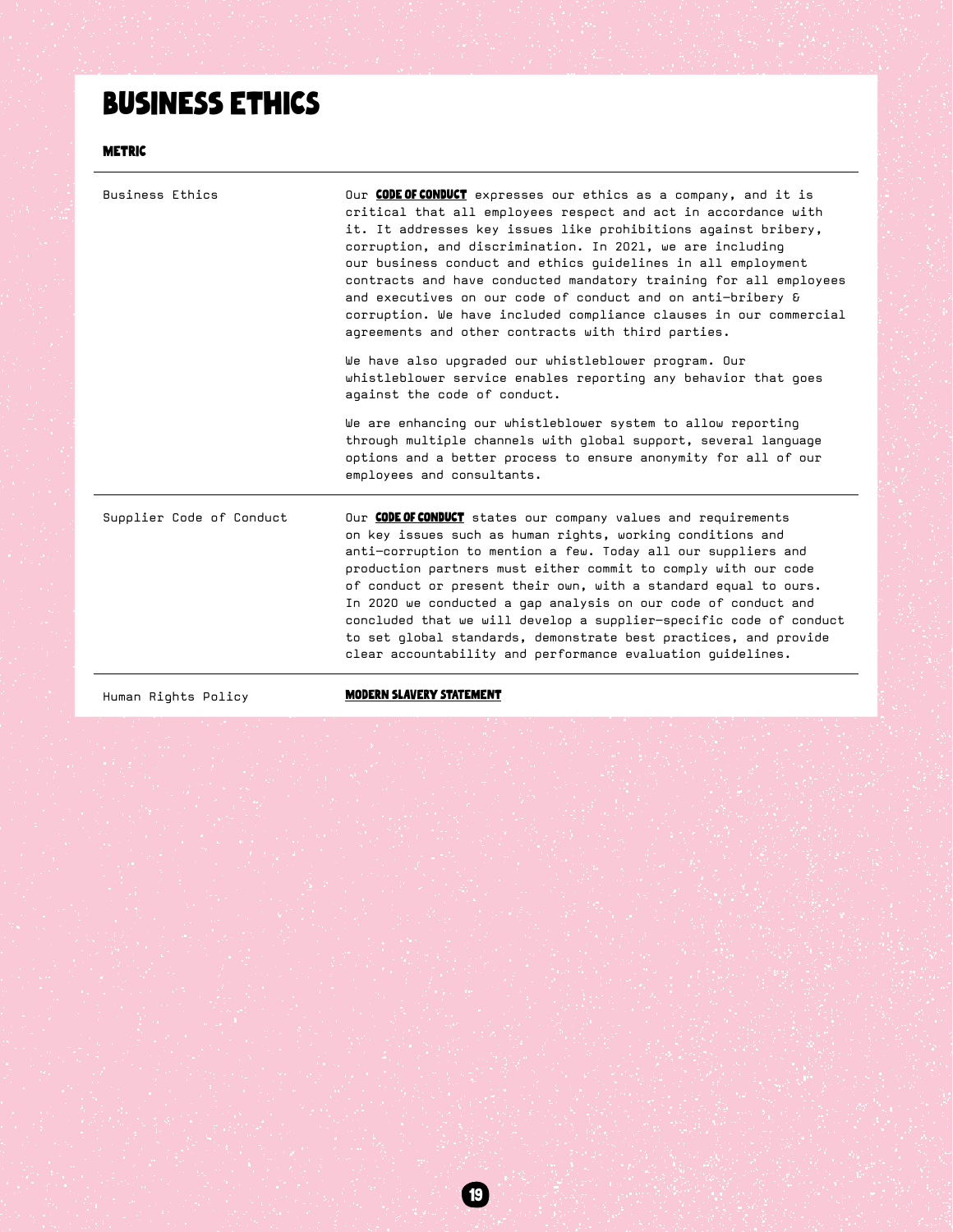# BUSINESS ETHICS

| METRIC | |
|---|---|
| Business Ethics | Our **CODE OF CONDUCT** expresses our ethics as a company, and it is critical that all employees respect and act in accordance with it. It addresses key issues like prohibitions against bribery, corruption, and discrimination. In 2021, we are including our business conduct and ethics guidelines in all employment contracts and have conducted mandatory training for all employees and executives on our code of conduct and on anti-bribery & corruption. We have included compliance clauses in our commercial agreements and other contracts with third parties.<br><br>We have also upgraded our whistleblower program. Our whistleblower service enables reporting any behavior that goes against the code of conduct.<br><br>We are enhancing our whistleblower system to allow reporting through multiple channels with global support, several language options and a better process to ensure anonymity for all of our employees and consultants. |
| Supplier Code of Conduct | Our **CODE OF CONDUCT** states our company values and requirements on key issues such as human rights, working conditions and anti-corruption to mention a few. Today all our suppliers and production partners must either commit to comply with our code of conduct or present their own, with a standard equal to ours. In 2020 we conducted a gap analysis on our code of conduct and concluded that we will develop a supplier-specific code of conduct to set global standards, demonstrate best practices, and provide clear accountability and performance evaluation guidelines. |
| Human Rights Policy | **MODERN SLAVERY STATEMENT** |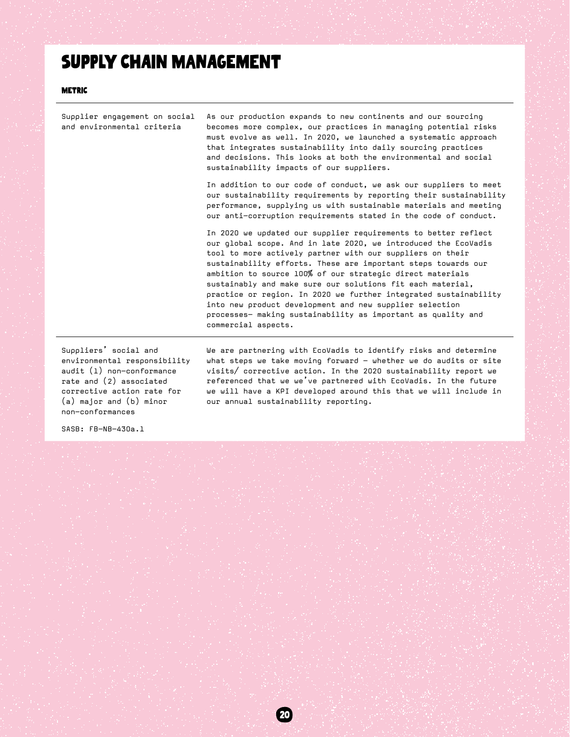# SUPPLY CHAIN MANAGEMENT

| METRIC | |
|---|---|
| Supplier engagement on social and environmental criteria | As our production expands to new continents and our sourcing becomes more complex, our practices in managing potential risks must evolve as well. In 2020, we launched a systematic approach that integrates sustainability into daily sourcing practices and decisions. This looks at both the environmental and social sustainability impacts of our suppliers.<br><br>In addition to our code of conduct, we ask our suppliers to meet our sustainability requirements by reporting their sustainability performance, supplying us with sustainable materials and meeting our anti-corruption requirements stated in the code of conduct.<br><br>In 2020 we updated our supplier requirements to better reflect our global scope. And in late 2020, we introduced the EcoVadis tool to more actively partner with our suppliers on their sustainability efforts. These are important steps towards our ambition to source 100% of our strategic direct materials sustainably and make sure our solutions fit each material, practice or region. In 2020 we further integrated sustainability into new product development and new supplier selection processes– making sustainability as important as quality and commercial aspects. |
| Suppliers' social and environmental responsibility audit (1) non-conformance rate and (2) associated corrective action rate for (a) major and (b) minor non-conformances<br><br>SASB: FB-NB-430a.1 | We are partnering with EcoVadis to identify risks and determine what steps we take moving forward – whether we do audits or site visits/ corrective action. In the 2020 sustainability report we referenced that we we've partnered with EcoVadis. In the future we will have a KPI developed around this that we will include in our annual sustainability reporting. |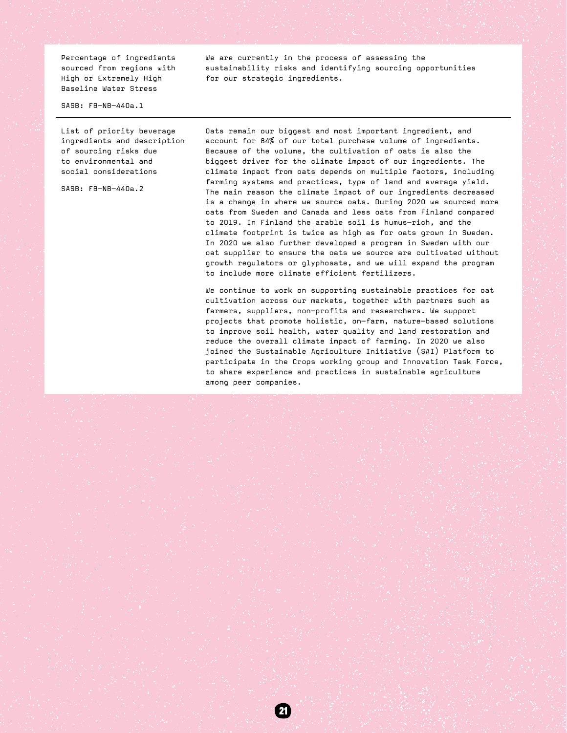| | |
|---|---|
| Percentage of ingredients sourced from regions with High or Extremely High Baseline Water Stress<br><br>SASB: FB-NB-440a.1 | We are currently in the process of assessing the sustainability risks and identifying sourcing opportunities for our strategic ingredients. |
| List of priority beverage ingredients and description of sourcing risks due to environmental and social considerations<br><br>SASB: FB-NB-440a.2 | Oats remain our biggest and most important ingredient, and account for 84% of our total purchase volume of ingredients. Because of the volume, the cultivation of oats is also the biggest driver for the climate impact of our ingredients. The climate impact from oats depends on multiple factors, including farming systems and practices, type of land and average yield. The main reason the climate impact of our ingredients decreased is a change in where we source oats. During 2020 we sourced more oats from Sweden and Canada and less oats from Finland compared to 2019. In Finland the arable soil is humus-rich, and the climate footprint is twice as high as for oats grown in Sweden. In 2020 we also further developed a program in Sweden with our oat supplier to ensure the oats we source are cultivated without growth regulators or glyphosate, and we will expand the program to include more climate efficient fertilizers.<br><br>We continue to work on supporting sustainable practices for oat cultivation across our markets, together with partners such as farmers, suppliers, non-profits and researchers. We support projects that promote holistic, on-farm, nature-based solutions to improve soil health, water quality and land restoration and reduce the overall climate impact of farming. In 2020 we also joined the Sustainable Agriculture Initiative (SAI) Platform to participate in the Crops working group and Innovation Task Force, to share experience and practices in sustainable agriculture among peer companies. |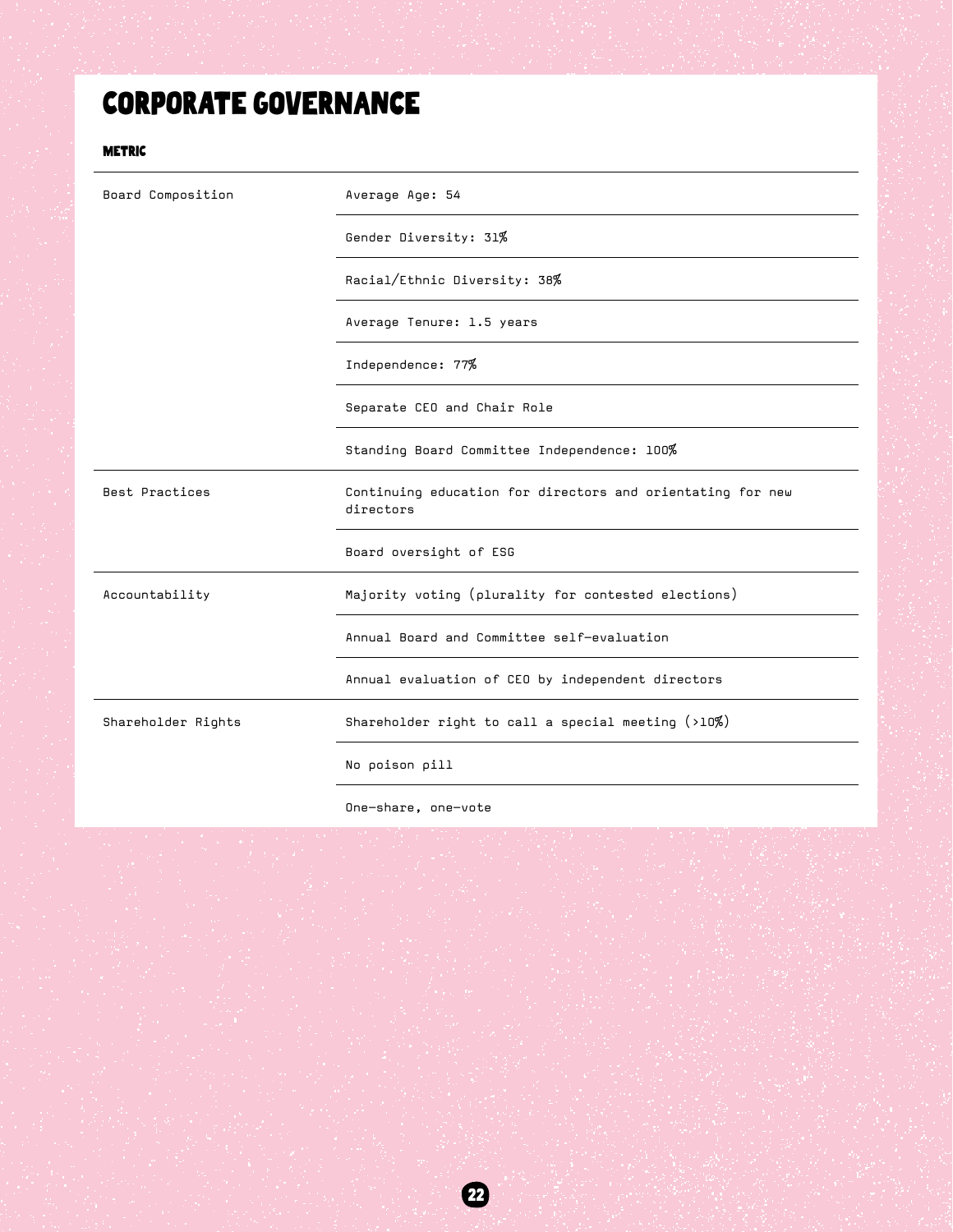# CORPORATE GOVERNANCE

| METRIC | |
|---|---|
| Board Composition | Average Age: 54 |
| | Gender Diversity: 31% |
| | Racial/Ethnic Diversity: 38% |
| | Average Tenure: 1.5 years |
| | Independence: 77% |
| | Separate CEO and Chair Role |
| | Standing Board Committee Independence: 100% |
| Best Practices | Continuing education for directors and orientating for new directors |
| | Board oversight of ESG |
| Accountability | Majority voting (plurality for contested elections) |
| | Annual Board and Committee self-evaluation |
| | Annual evaluation of CEO by independent directors |
| Shareholder Rights | Shareholder right to call a special meeting (>10%) |
| | No poison pill |
| | One-share, one-vote |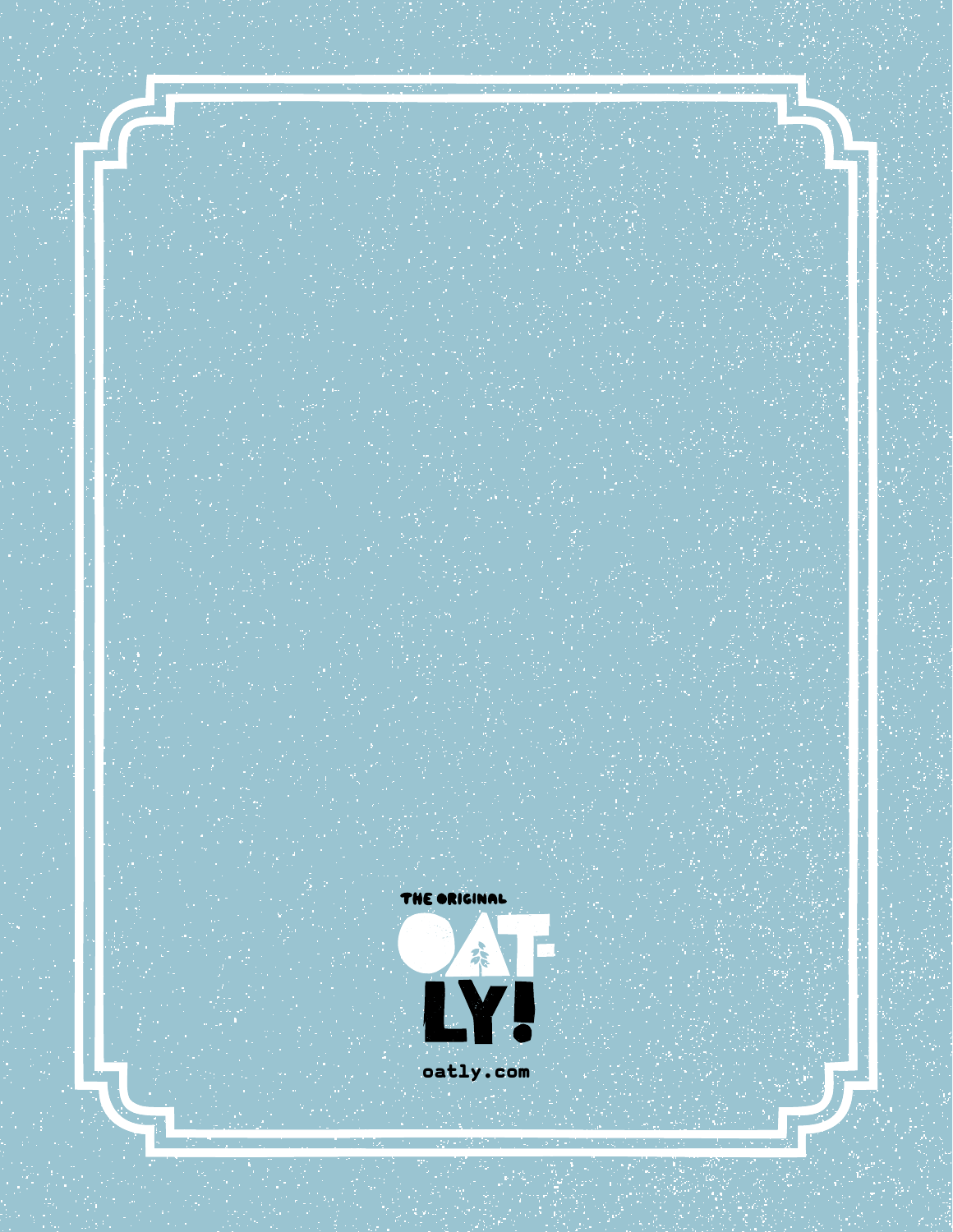THE ORIGINAL

OAT-LY!

oatly.com